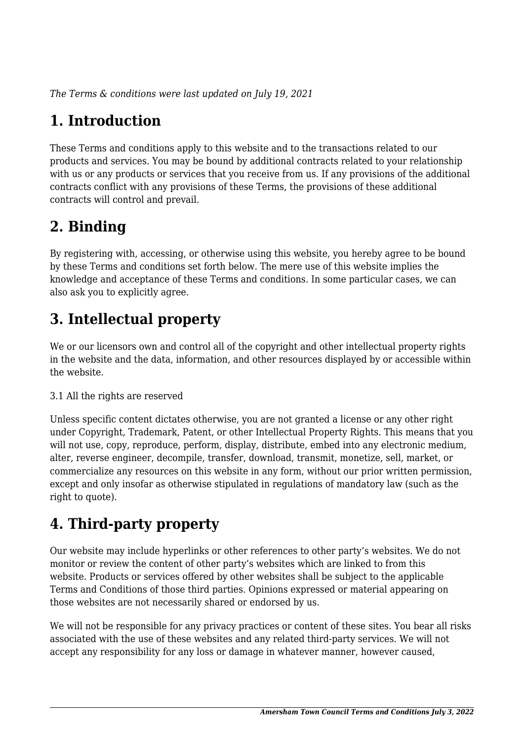*The Terms & conditions were last updated on July 19, 2021*

# 1. Introduction

These Terms and conditions apply to this website and to the transactions related to our products and services. You may be bound by additional contracts related to your relationship with us or any products or services that you receive from us. If any provisions of the additional contracts conflict with any provisions of these Terms, the provisions of these additional contracts will control and prevail.

# 2. Binding

By registering with, accessing, or otherwise using this website, you hereby agree to be bound by these Terms and conditions set forth below. The mere use of this website implies the knowledge and acceptance of these Terms and conditions. In some particular cases, we can also ask you to explicitly agree.

# 3. Intellectual property

We or our licensors own and control all of the copyright and other intellectual property rights in the website and the data, information, and other resources displayed by or accessible within the website.

3.1 All the rights are reserved

Unless specific content dictates otherwise, you are not granted a license or any other right under Copyright, Trademark, Patent, or other Intellectual Property Rights. This means that you will not use, copy, reproduce, perform, display, distribute, embed into any electronic medium, alter, reverse engineer, decompile, transfer, download, transmit, monetize, sell, market, or commercialize any resources on this website in any form, without our prior written permission, except and only insofar as otherwise stipulated in regulations of mandatory law (such as the right to quote).

# 4. Third-party property

Our website may include hyperlinks or other references to other party's websites. We do not monitor or review the content of other party's websites which are linked to from this website. Products or services offered by other websites shall be subject to the applicable Terms and Conditions of those third parties. Opinions expressed or material appearing on those websites are not necessarily shared or endorsed by us.

We will not be responsible for any privacy practices or content of these sites. You bear all risks associated with the use of these websites and any related third-party services. We will not accept any responsibility for any loss or damage in whatever manner, however caused,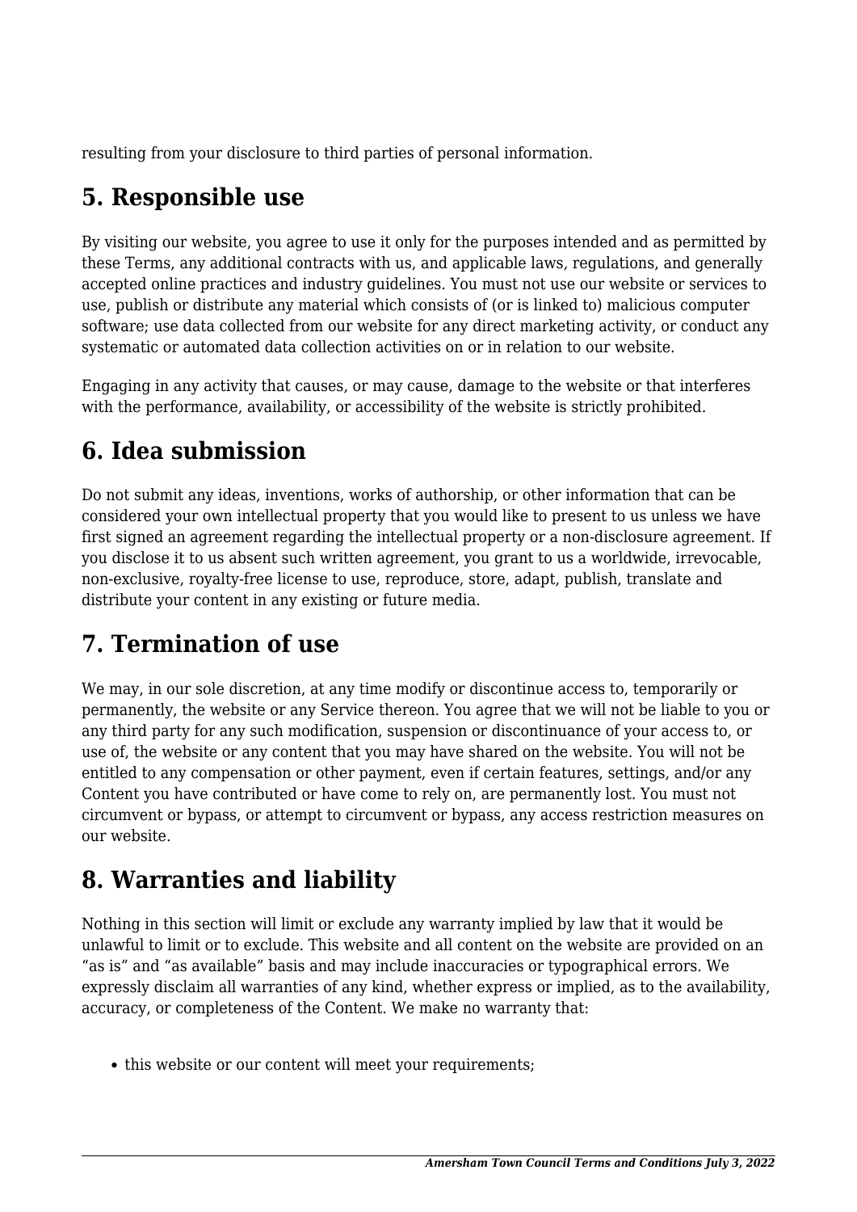resulting from your disclosure to third parties of personal information.

## 5. Responsible use

By visiting our website, you agree to use it only for the purposes intended and as permitted by these Terms, any additional contracts with us, and applicable laws, regulations, and generally accepted online practices and industry guidelines. You must not use our website or services to use, publish or distribute any material which consists of (or is linked to) malicious computer software; use data collected from our website for any direct marketing activity, or conduct any systematic or automated data collection activities on or in relation to our website.

Engaging in any activity that causes, or may cause, damage to the website or that interferes with the performance, availability, or accessibility of the website is strictly prohibited.

## 6. Idea submission

Do not submit any ideas, inventions, works of authorship, or other information that can be considered your own intellectual property that you would like to present to us unless we have first signed an agreement regarding the intellectual property or a non-disclosure agreement. If you disclose it to us absent such written agreement, you grant to us a worldwide, irrevocable, non-exclusive, royalty-free license to use, reproduce, store, adapt, publish, translate and distribute your content in any existing or future media.

## 7. Termination of use

We may, in our sole discretion, at any time modify or discontinue access to, temporarily or permanently, the website or any Service thereon. You agree that we will not be liable to you or any third party for any such modification, suspension or discontinuance of your access to, or use of, the website or any content that you may have shared on the website. You will not be entitled to any compensation or other payment, even if certain features, settings, and/or any Content you have contributed or have come to rely on, are permanently lost. You must not circumvent or bypass, or attempt to circumvent or bypass, any access restriction measures on our website.

## 8. Warranties and liability

Nothing in this section will limit or exclude any warranty implied by law that it would be unlawful to limit or to exclude. This website and all content on the website are provided on an "as is" and "as available" basis and may include inaccuracies or typographical errors. We expressly disclaim all warranties of any kind, whether express or implied, as to the availability, accuracy, or completeness of the Content. We make no warranty that:

- this website or our content will meet your requirements;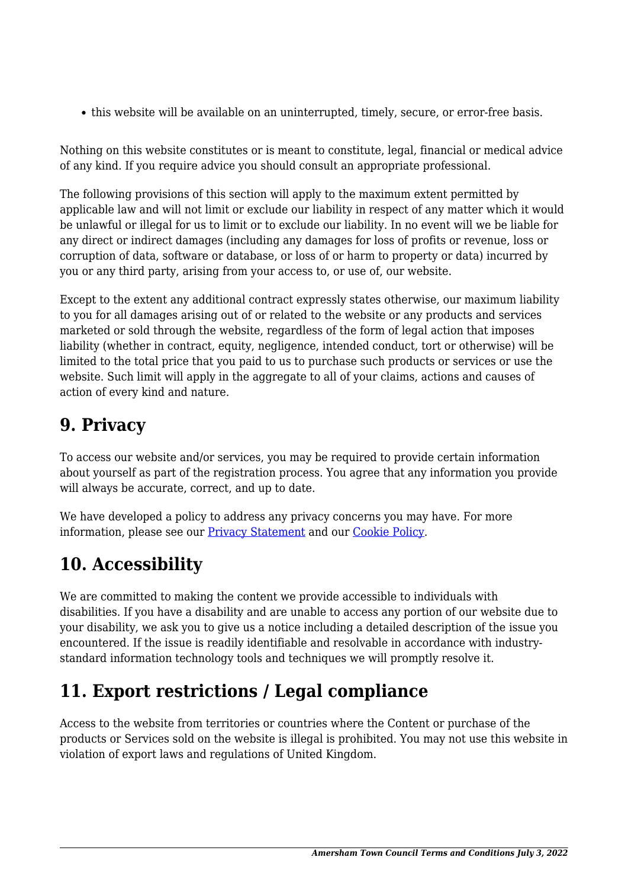- this website will be available on an uninterrupted, timely, secure, or error-free basis.

Nothing on this website constitutes or is meant to constitute, legal, financial or medical advice of any kind. If you require advice you should consult an appropriate professional.

The following provisions of this section will apply to the maximum extent permitted by applicable law and will not limit or exclude our liability in respect of any matter which it would be unlawful or illegal for us to limit or to exclude our liability. In no event will we be liable for any direct or indirect damages (including any damages for loss of profits or revenue, loss or corruption of data, software or database, or loss of or harm to property or data) incurred by you or any third party, arising from your access to, or use of, our website.

Except to the extent any additional contract expressly states otherwise, our maximum liability to you for all damages arising out of or related to the website or any products and services marketed or sold through the website, regardless of the form of legal action that imposes liability (whether in contract, equity, negligence, intended conduct, tort or otherwise) will be limited to the total price that you paid to us to purchase such products or services or use the website. Such limit will apply in the aggregate to all of your claims, actions and causes of action of every kind and nature.

## 9. Privacy

To access our website and/or services, you may be required to provide certain information about yourself as part of the registration process. You agree that any information you provide will always be accurate, correct, and up to date.

We have developed a policy to address any privacy concerns you may have. For more information, please see our Privacy Statement and our Cookie Policy.

## 10. Accessibility

We are committed to making the content we provide accessible to individuals with disabilities. If you have a disability and are unable to access any portion of our website due to your disability, we ask you to give us a notice including a detailed description of the issue you encountered. If the issue is readily identifiable and resolvable in accordance with industry-standard information technology tools and techniques we will promptly resolve it.

## 11. Export restrictions / Legal compliance

Access to the website from territories or countries where the Content or purchase of the products or Services sold on the website is illegal is prohibited. You may not use this website in violation of export laws and regulations of United Kingdom.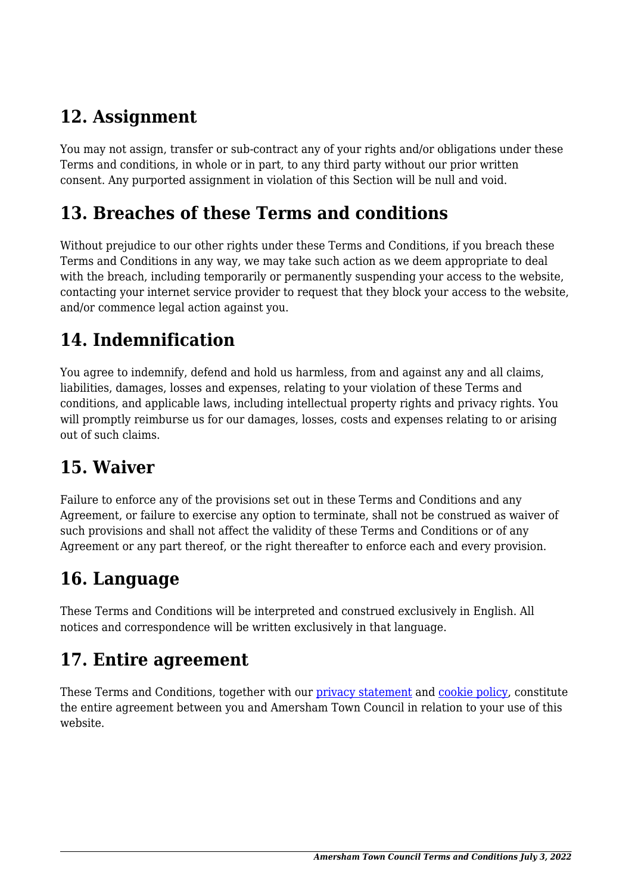## 12. Assignment

You may not assign, transfer or sub-contract any of your rights and/or obligations under these Terms and conditions, in whole or in part, to any third party without our prior written consent. Any purported assignment in violation of this Section will be null and void.

## 13. Breaches of these Terms and conditions

Without prejudice to our other rights under these Terms and Conditions, if you breach these Terms and Conditions in any way, we may take such action as we deem appropriate to deal with the breach, including temporarily or permanently suspending your access to the website, contacting your internet service provider to request that they block your access to the website, and/or commence legal action against you.

## 14. Indemnification

You agree to indemnify, defend and hold us harmless, from and against any and all claims, liabilities, damages, losses and expenses, relating to your violation of these Terms and conditions, and applicable laws, including intellectual property rights and privacy rights. You will promptly reimburse us for our damages, losses, costs and expenses relating to or arising out of such claims.

## 15. Waiver

Failure to enforce any of the provisions set out in these Terms and Conditions and any Agreement, or failure to exercise any option to terminate, shall not be construed as waiver of such provisions and shall not affect the validity of these Terms and Conditions or of any Agreement or any part thereof, or the right thereafter to enforce each and every provision.

## 16. Language

These Terms and Conditions will be interpreted and construed exclusively in English. All notices and correspondence will be written exclusively in that language.

## 17. Entire agreement

These Terms and Conditions, together with our privacy statement and cookie policy, constitute the entire agreement between you and Amersham Town Council in relation to your use of this website.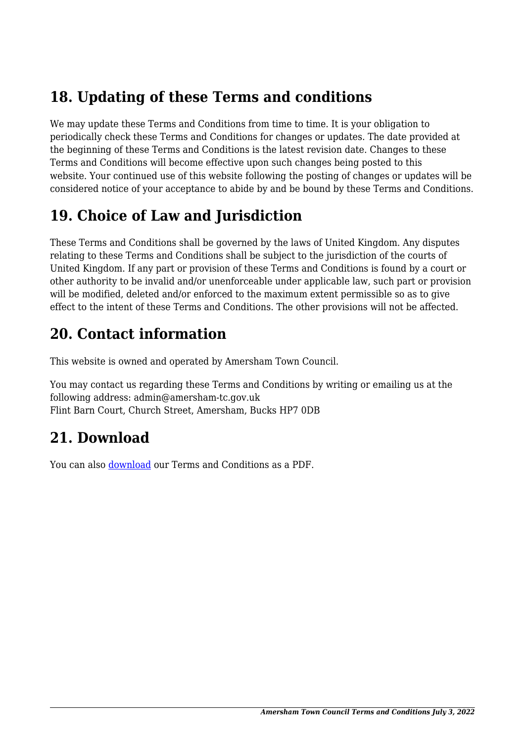## 18. Updating of these Terms and conditions

We may update these Terms and Conditions from time to time. It is your obligation to periodically check these Terms and Conditions for changes or updates. The date provided at the beginning of these Terms and Conditions is the latest revision date. Changes to these Terms and Conditions will become effective upon such changes being posted to this website. Your continued use of this website following the posting of changes or updates will be considered notice of your acceptance to abide by and be bound by these Terms and Conditions.

## 19. Choice of Law and Jurisdiction

These Terms and Conditions shall be governed by the laws of United Kingdom. Any disputes relating to these Terms and Conditions shall be subject to the jurisdiction of the courts of United Kingdom. If any part or provision of these Terms and Conditions is found by a court or other authority to be invalid and/or unenforceable under applicable law, such part or provision will be modified, deleted and/or enforced to the maximum extent permissible so as to give effect to the intent of these Terms and Conditions. The other provisions will not be affected.

## 20. Contact information

This website is owned and operated by Amersham Town Council.

You may contact us regarding these Terms and Conditions by writing or emailing us at the following address: admin@amersham-tc.gov.uk
Flint Barn Court, Church Street, Amersham, Bucks HP7 0DB

## 21. Download

You can also download our Terms and Conditions as a PDF.